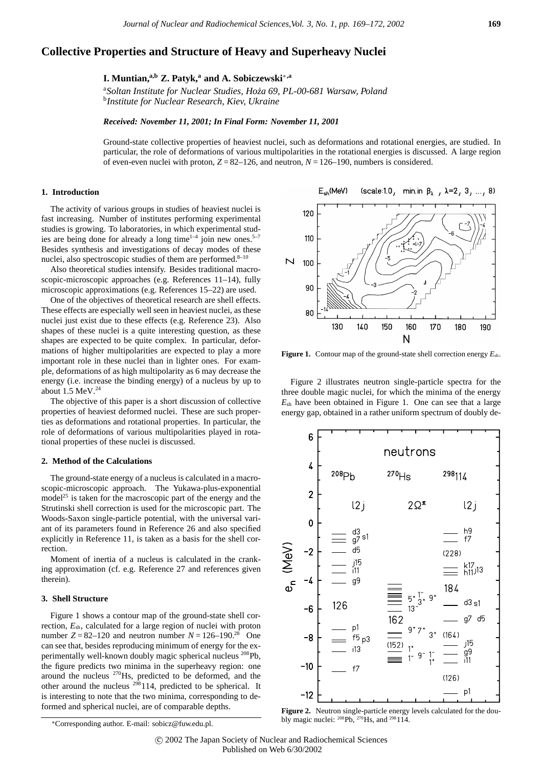# Collective Properties and Structure of Heavy and Superheavy Nuclei

**I. Muntian,[a,b] Z. Patyk,[a] and A. Sobiczewski[*,a]**

[a]*Soltan Institute for Nuclear Studies, Hoża 69, PL-00-681 Warsaw, Poland*
[b]*Institute for Nuclear Research, Kiev, Ukraine*

***Received: November 11, 2001; In Final Form: November 11, 2001***

Ground-state collective properties of heaviest nuclei, such as deformations and rotational energies, are studied. In particular, the role of deformations of various multipolarities in the rotational energies is discussed. A large region of even-even nuclei with proton, $Z = 82–126$, and neutron, $N = 126–190$, numbers is considered.

## 1. Introduction

The activity of various groups in studies of heaviest nuclei is fast increasing. Number of institutes performing experimental studies is growing. To laboratories, in which experimental studies are being done for already a long time[1–4] join new ones.[5–7] Besides synthesis and investigations of decay modes of these nuclei, also spectroscopic studies of them are performed.[8–10]

Also theoretical studies intensify. Besides traditional macroscopic-microscopic approaches (e.g. References 11–14), fully microscopic approximations (e.g. References 15–22) are used.

One of the objectives of theoretical research are shell effects. These effects are especially well seen in heaviest nuclei, as these nuclei just exist due to these effects (e.g. Reference 23). Also shapes of these nuclei is a quite interesting question, as these shapes are expected to be quite complex. In particular, deformations of higher multipolarities are expected to play a more important role in these nuclei than in lighter ones. For example, deformations of as high multipolarity as 6 may decrease the energy (i.e. increase the binding energy) of a nucleus by up to about 1.5 MeV.[24]

The objective of this paper is a short discussion of collective properties of heaviest deformed nuclei. These are such properties as deformations and rotational properties. In particular, the role of deformations of various multipolarities played in rotational properties of these nuclei is discussed.

## 2. Method of the Calculations

The ground-state energy of a nucleus is calculated in a macroscopic-microscopic approach. The Yukawa-plus-exponential model[25] is taken for the macroscopic part of the energy and the Strutinski shell correction is used for the microscopic part. The Woods-Saxon single-particle potential, with the universal variant of its parameters found in Reference 26 and also specified explicitly in Reference 11, is taken as a basis for the shell correction.

Moment of inertia of a nucleus is calculated in the cranking approximation (cf. e.g. Reference 27 and references given therein).

## 3. Shell Structure

Figure 1 shows a contour map of the ground-state shell correction, $E_{sh}$, calculated for a large region of nuclei with proton number $Z = 82–120$ and neutron number $N = 126–190$.[28] One can see that, besides reproducing minimum of energy for the experimentally well-known doubly magic spherical nucleus $^{208}$Pb, the figure predicts two minima in the superheavy region: one around the nucleus $^{270}$Hs, predicted to be deformed, and the other around the nucleus $^{298}$114, predicted to be spherical. It is interesting to note that the two minima, corresponding to deformed and spherical nuclei, are of comparable depths.

**Figure 1.** Contour map of the ground-state shell correction energy $E_{sh}$.

Figure 2 illustrates neutron single-particle spectra for the three double magic nuclei, for which the minima of the energy $E_{sh}$ have been obtained in Figure 1. One can see that a large energy gap, obtained in a rather uniform spectrum of doubly de-

**Figure 2.** Neutron single-particle energy levels calculated for the doubly magic nuclei: $^{208}$Pb, $^{270}$Hs, and $^{298}$114.

*Corresponding author. E-mail: sobicz@fuw.edu.pl.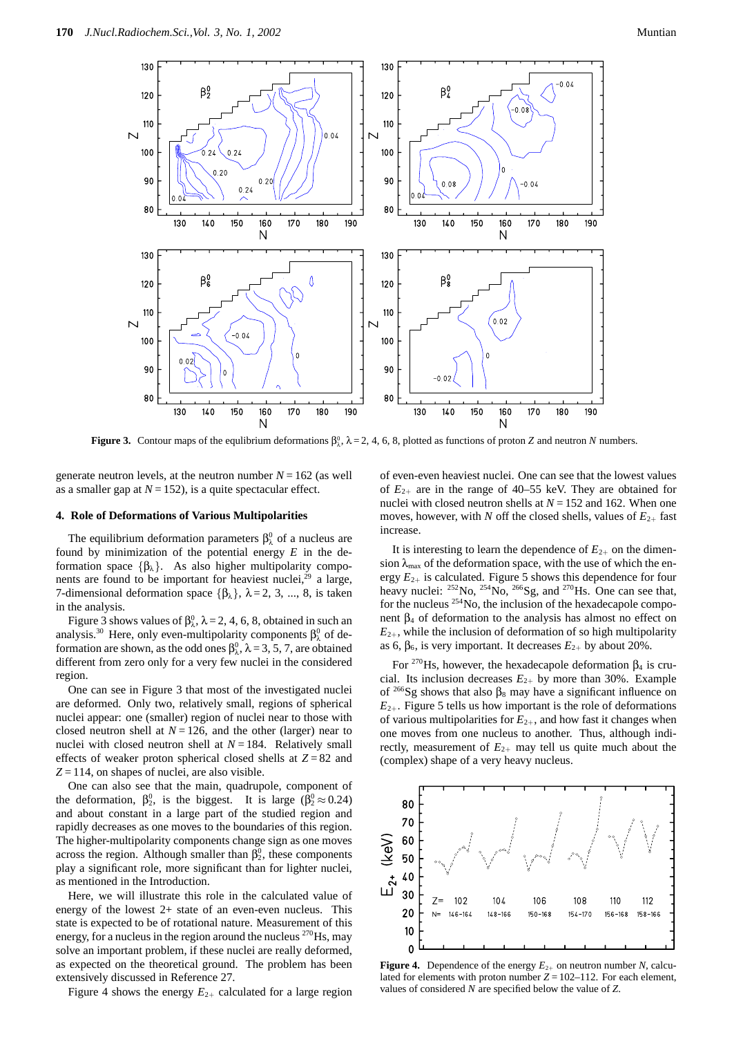**Figure 3.** Contour maps of the equlibrium deformations $\beta_\lambda^0$, $\lambda = 2, 4, 6, 8$, plotted as functions of proton $Z$ and neutron $N$ numbers.

generate neutron levels, at the neutron number $N = 162$ (as well as a smaller gap at $N = 152$), is a quite spectacular effect.

### 4. Role of Deformations of Various Multipolarities

The equilibrium deformation parameters $\beta_\lambda^0$ of a nucleus are found by minimization of the potential energy $E$ in the deformation space $\{\beta_\lambda\}$. As also higher multipolarity components are found to be important for heaviest nuclei,[29] a large, 7-dimensional deformation space $\{\beta_\lambda\}$, $\lambda = 2, 3, ..., 8$, is taken in the analysis.

Figure 3 shows values of $\beta_\lambda^0$, $\lambda = 2, 4, 6, 8$, obtained in such an analysis.[30] Here, only even-multipolarity components $\beta_\lambda^0$ of deformation are shown, as the odd ones $\beta_\lambda^0$, $\lambda = 3, 5, 7$, are obtained different from zero only for a very few nuclei in the considered region.

One can see in Figure 3 that most of the investigated nuclei are deformed. Only two, relatively small, regions of spherical nuclei appear: one (smaller) region of nuclei near to those with closed neutron shell at $N = 126$, and the other (larger) near to nuclei with closed neutron shell at $N = 184$. Relatively small effects of weaker proton spherical closed shells at $Z = 82$ and $Z = 114$, on shapes of nuclei, are also visible.

One can also see that the main, quadrupole, component of the deformation, $\beta_2^0$, is the biggest. It is large ($\beta_2^0 \approx 0.24$) and about constant in a large part of the studied region and rapidly decreases as one moves to the boundaries of this region. The higher-multipolarity components change sign as one moves across the region. Although smaller than $\beta_2^0$, these components play a significant role, more significant than for lighter nuclei, as mentioned in the Introduction.

Here, we will illustrate this role in the calculated value of energy of the lowest 2+ state of an even-even nucleus. This state is expected to be of rotational nature. Measurement of this energy, for a nucleus in the region around the nucleus $^{270}$Hs, may solve an important problem, if these nuclei are really deformed, as expected on the theoretical ground. The problem has been extensively discussed in Reference 27.

Figure 4 shows the energy $E_{2+}$ calculated for a large region of even-even heaviest nuclei. One can see that the lowest values of $E_{2+}$ are in the range of 40–55 keV. They are obtained for nuclei with closed neutron shells at $N = 152$ and 162. When one moves, however, with $N$ off the closed shells, values of $E_{2+}$ fast increase.

It is interesting to learn the dependence of $E_{2+}$ on the dimension $\lambda_{max}$ of the deformation space, with the use of which the energy $E_{2+}$ is calculated. Figure 5 shows this dependence for four heavy nuclei: $^{252}$No, $^{254}$No, $^{266}$Sg, and $^{270}$Hs. One can see that, for the nucleus $^{254}$No, the inclusion of the hexadecapole component $\beta_4$ of deformation to the analysis has almost no effect on $E_{2+}$, while the inclusion of deformation of so high multipolarity as 6, $\beta_6$, is very important. It decreases $E_{2+}$ by about 20%.

For $^{270}$Hs, however, the hexadecapole deformation $\beta_4$ is crucial. Its inclusion decreases $E_{2+}$ by more than 30%. Example of $^{266}$Sg shows that also $\beta_8$ may have a significant influence on $E_{2+}$. Figure 5 tells us how important is the role of deformations of various multipolarities for $E_{2+}$, and how fast it changes when one moves from one nucleus to another. Thus, although indirectly, measurement of $E_{2+}$ may tell us quite much about the (complex) shape of a very heavy nucleus.

**Figure 4.** Dependence of the energy $E_{2+}$ on neutron number $N$, calculated for elements with proton number $Z = 102$–112. For each element, values of considered $N$ are specified below the value of $Z$.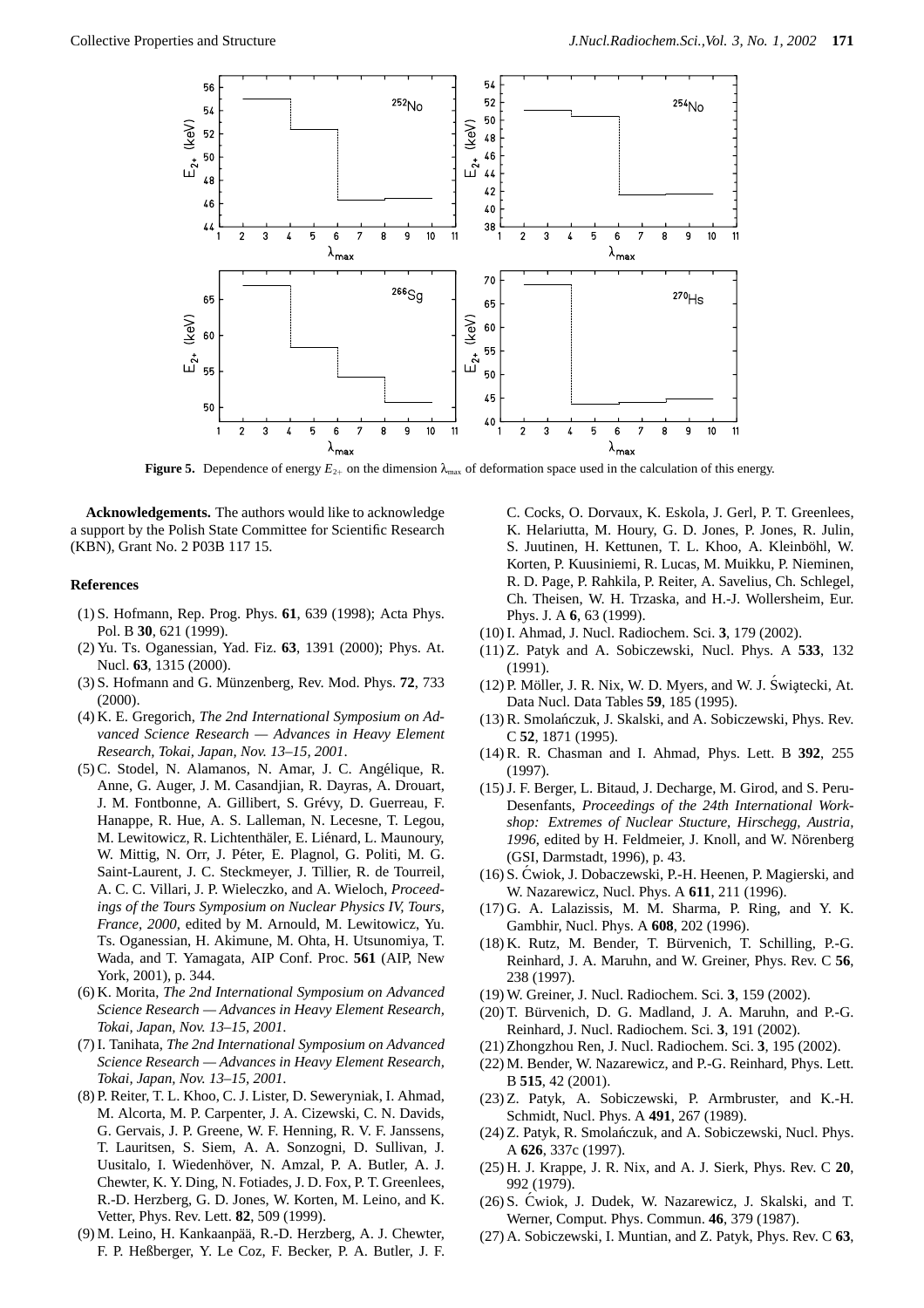**Figure 5.** Dependence of energy $E_{2^+}$ on the dimension $\lambda_{max}$ of deformation space used in the calculation of this energy.

**Acknowledgements.** The authors would like to acknowledge a support by the Polish State Committee for Scientific Research (KBN), Grant No. 2 P03B 117 15.

#### References

(1) S. Hofmann, Rep. Prog. Phys. **61**, 639 (1998); Acta Phys. Pol. B **30**, 621 (1999).

(2) Yu. Ts. Oganessian, Yad. Fiz. **63**, 1391 (2000); Phys. At. Nucl. **63**, 1315 (2000).

(3) S. Hofmann and G. Münzenberg, Rev. Mod. Phys. **72**, 733 (2000).

(4) K. E. Gregorich, *The 2nd International Symposium on Advanced Science Research — Advances in Heavy Element Research, Tokai, Japan, Nov. 13–15, 2001*.

(5) C. Stodel, N. Alamanos, N. Amar, J. C. Angélique, R. Anne, G. Auger, J. M. Casandjian, R. Dayras, A. Drouart, J. M. Fontbonne, A. Gillibert, S. Grévy, D. Guerreau, F. Hanappe, R. Hue, A. S. Lalleman, N. Lecesne, T. Legou, M. Lewitowicz, R. Lichtenthäler, E. Liénard, L. Maunoury, W. Mittig, N. Orr, J. Péter, E. Plagnol, G. Politi, M. G. Saint-Laurent, J. C. Steckmeyer, J. Tillier, R. de Tourreil, A. C. C. Villari, J. P. Wieleczko, and A. Wieloch, *Proceedings of the Tours Symposium on Nuclear Physics IV, Tours, France, 2000*, edited by M. Arnould, M. Lewitowicz, Yu. Ts. Oganessian, H. Akimune, M. Ohta, H. Utsunomiya, T. Wada, and T. Yamagata, AIP Conf. Proc. **561** (AIP, New York, 2001), p. 344.

(6) K. Morita, *The 2nd International Symposium on Advanced Science Research — Advances in Heavy Element Research, Tokai, Japan, Nov. 13–15, 2001*.

(7) I. Tanihata, *The 2nd International Symposium on Advanced Science Research — Advances in Heavy Element Research, Tokai, Japan, Nov. 13–15, 2001*.

(8) P. Reiter, T. L. Khoo, C. J. Lister, D. Seweryniak, I. Ahmad, M. Alcorta, M. P. Carpenter, J. A. Cizewski, C. N. Davids, G. Gervais, J. P. Greene, W. F. Henning, R. V. F. Janssens, T. Lauritsen, S. Siem, A. A. Sonzogni, D. Sullivan, J. Uusitalo, I. Wiedenhöver, N. Amzal, P. A. Butler, A. J. Chewter, K. Y. Ding, N. Fotiades, J. D. Fox, P. T. Greenlees, R.-D. Herzberg, G. D. Jones, W. Korten, M. Leino, and K. Vetter, Phys. Rev. Lett. **82**, 509 (1999).

(9) M. Leino, H. Kankaanpää, R.-D. Herzberg, A. J. Chewter, F. P. Heßberger, Y. Le Coz, F. Becker, P. A. Butler, J. F. C. Cocks, O. Dorvaux, K. Eskola, J. Gerl, P. T. Greenlees, K. Helariutta, M. Houry, G. D. Jones, P. Jones, R. Julin, S. Juutinen, H. Kettunen, T. L. Khoo, A. Kleinböhl, W. Korten, P. Kuusiniemi, R. Lucas, M. Muikku, P. Nieminen, R. D. Page, P. Rahkila, P. Reiter, A. Savelius, Ch. Schlegel, Ch. Theisen, W. H. Trzaska, and H.-J. Wollersheim, Eur. Phys. J. A **6**, 63 (1999).

(10) I. Ahmad, J. Nucl. Radiochem. Sci. **3**, 179 (2002).

(11) Z. Patyk and A. Sobiczewski, Nucl. Phys. A **533**, 132 (1991).

(12) P. Möller, J. R. Nix, W. D. Myers, and W. J. Świątecki, At. Data Nucl. Data Tables **59**, 185 (1995).

(13) R. Smolańczuk, J. Skalski, and A. Sobiczewski, Phys. Rev. C **52**, 1871 (1995).

(14) R. R. Chasman and I. Ahmad, Phys. Lett. B **392**, 255 (1997).

(15) J. F. Berger, L. Bitaud, J. Decharge, M. Girod, and S. Peru-Desenfants, *Proceedings of the 24th International Workshop: Extremes of Nuclear Stucture, Hirschegg, Austria, 1996*, edited by H. Feldmeier, J. Knoll, and W. Nörenberg (GSI, Darmstadt, 1996), p. 43.

(16) S. Ćwiok, J. Dobaczewski, P.-H. Heenen, P. Magierski, and W. Nazarewicz, Nucl. Phys. A **611**, 211 (1996).

(17) G. A. Lalazissis, M. M. Sharma, P. Ring, and Y. K. Gambhir, Nucl. Phys. A **608**, 202 (1996).

(18) K. Rutz, M. Bender, T. Bürvenich, T. Schilling, P.-G. Reinhard, J. A. Maruhn, and W. Greiner, Phys. Rev. C **56**, 238 (1997).

(19) W. Greiner, J. Nucl. Radiochem. Sci. **3**, 159 (2002).

(20) T. Bürvenich, D. G. Madland, J. A. Maruhn, and P.-G. Reinhard, J. Nucl. Radiochem. Sci. **3**, 191 (2002).

(21) Zhongzhou Ren, J. Nucl. Radiochem. Sci. **3**, 195 (2002).

(22) M. Bender, W. Nazarewicz, and P.-G. Reinhard, Phys. Lett. B **515**, 42 (2001).

(23) Z. Patyk, A. Sobiczewski, P. Armbruster, and K.-H. Schmidt, Nucl. Phys. A **491**, 267 (1989).

(24) Z. Patyk, R. Smolańczuk, and A. Sobiczewski, Nucl. Phys. A **626**, 337c (1997).

(25) H. J. Krappe, J. R. Nix, and A. J. Sierk, Phys. Rev. C **20**, 992 (1979).

(26) S. Ćwiok, J. Dudek, W. Nazarewicz, J. Skalski, and T. Werner, Comput. Phys. Commun. **46**, 379 (1987).

(27) A. Sobiczewski, I. Muntian, and Z. Patyk, Phys. Rev. C **63**,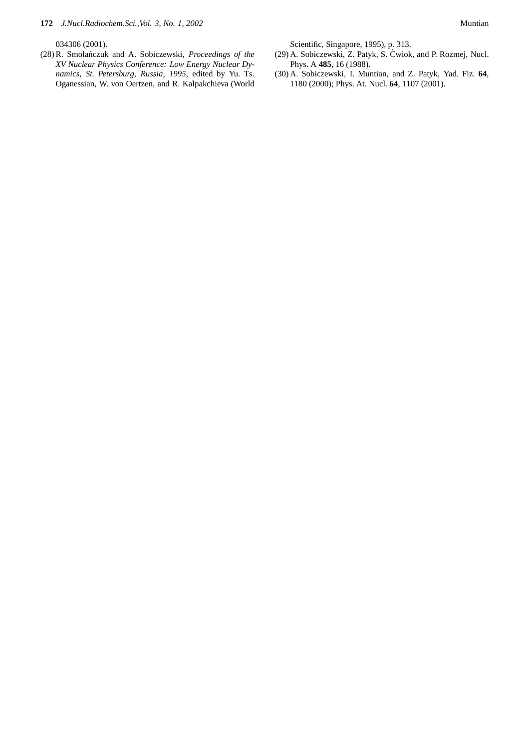034306 (2001).

(28) R. Smolańczuk and A. Sobiczewski, *Proceedings of the XV Nuclear Physics Conference: Low Energy Nuclear Dynamics, St. Petersburg, Russia, 1995*, edited by Yu. Ts. Oganessian, W. von Oertzen, and R. Kalpakchieva (World Scientific, Singapore, 1995), p. 313.

(29) A. Sobiczewski, Z. Patyk, S. Ćwiok, and P. Rozmej, Nucl. Phys. A **485**, 16 (1988).

(30) A. Sobiczewski, I. Muntian, and Z. Patyk, Yad. Fiz. **64**, 1180 (2000); Phys. At. Nucl. **64**, 1107 (2001).